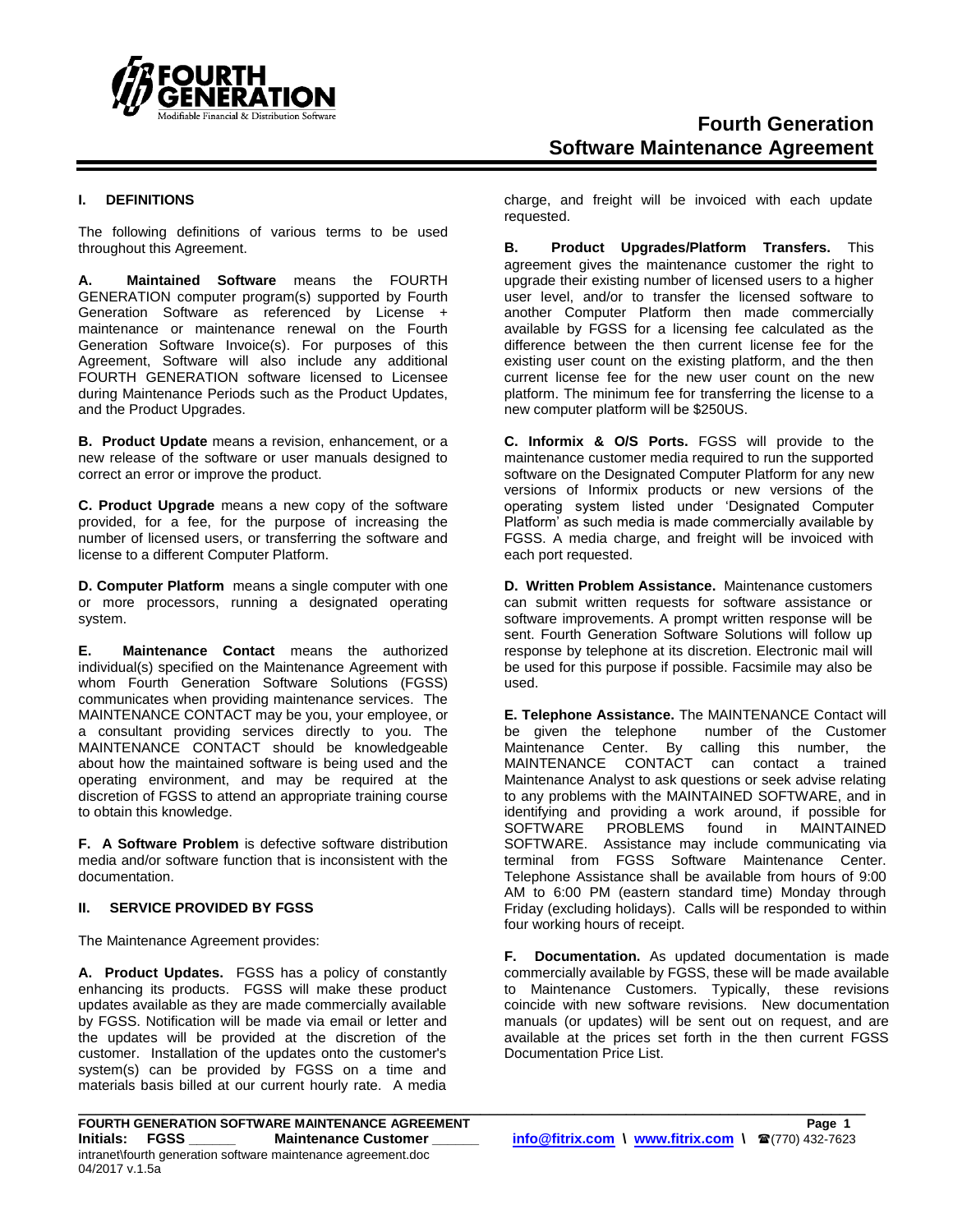# Fourth Generation Software Maintenance Agreement

## I. DEFINITIONS

The following definitions of various terms to be used throughout this Agreement.

**A. Maintained Software** means the FOURTH GENERATION computer program(s) supported by Fourth Generation Software as referenced by License + maintenance or maintenance renewal on the Fourth Generation Software Invoice(s). For purposes of this Agreement, Software will also include any additional FOURTH GENERATION software licensed to Licensee during Maintenance Periods such as the Product Updates, and the Product Upgrades.

**B. Product Update** means a revision, enhancement, or a new release of the software or user manuals designed to correct an error or improve the product.

**C. Product Upgrade** means a new copy of the software provided, for a fee, for the purpose of increasing the number of licensed users, or transferring the software and license to a different Computer Platform.

**D. Computer Platform** means a single computer with one or more processors, running a designated operating system.

**E. Maintenance Contact** means the authorized individual(s) specified on the Maintenance Agreement with whom Fourth Generation Software Solutions (FGSS) communicates when providing maintenance services. The MAINTENANCE CONTACT may be you, your employee, or a consultant providing services directly to you. The MAINTENANCE CONTACT should be knowledgeable about how the maintained software is being used and the operating environment, and may be required at the discretion of FGSS to attend an appropriate training course to obtain this knowledge.

**F. A Software Problem** is defective software distribution media and/or software function that is inconsistent with the documentation.

## II. SERVICE PROVIDED BY FGSS

The Maintenance Agreement provides:

**A. Product Updates.** FGSS has a policy of constantly enhancing its products. FGSS will make these product updates available as they are made commercially available by FGSS. Notification will be made via email or letter and the updates will be provided at the discretion of the customer. Installation of the updates onto the customer's system(s) can be provided by FGSS on a time and materials basis billed at our current hourly rate. A media charge, and freight will be invoiced with each update requested.

**B. Product Upgrades/Platform Transfers.** This agreement gives the maintenance customer the right to upgrade their existing number of licensed users to a higher user level, and/or to transfer the licensed software to another Computer Platform then made commercially available by FGSS for a licensing fee calculated as the difference between the then current license fee for the existing user count on the existing platform, and the then current license fee for the new user count on the new platform. The minimum fee for transferring the license to a new computer platform will be $250US.

**C. Informix & O/S Ports.** FGSS will provide to the maintenance customer media required to run the supported software on the Designated Computer Platform for any new versions of Informix products or new versions of the operating system listed under 'Designated Computer Platform' as such media is made commercially available by FGSS. A media charge, and freight will be invoiced with each port requested.

**D. Written Problem Assistance.** Maintenance customers can submit written requests for software assistance or software improvements. A prompt written response will be sent. Fourth Generation Software Solutions will follow up response by telephone at its discretion. Electronic mail will be used for this purpose if possible. Facsimile may also be used.

**E. Telephone Assistance.** The MAINTENANCE Contact will be given the telephone number of the Customer Maintenance Center. By calling this number, the MAINTENANCE CONTACT can contact a trained Maintenance Analyst to ask questions or seek advise relating to any problems with the MAINTAINED SOFTWARE, and in identifying and providing a work around, if possible for SOFTWARE PROBLEMS found in MAINTAINED SOFTWARE. Assistance may include communicating via terminal from FGSS Software Maintenance Center. Telephone Assistance shall be available from hours of 9:00 AM to 6:00 PM (eastern standard time) Monday through Friday (excluding holidays). Calls will be responded to within four working hours of receipt.

**F. Documentation.** As updated documentation is made commercially available by FGSS, these will be made available to Maintenance Customers. Typically, these revisions coincide with new software revisions. New documentation manuals (or updates) will be sent out on request, and are available at the prices set forth in the then current FGSS Documentation Price List.

**Initials: FGSS ______ Maintenance Customer ______**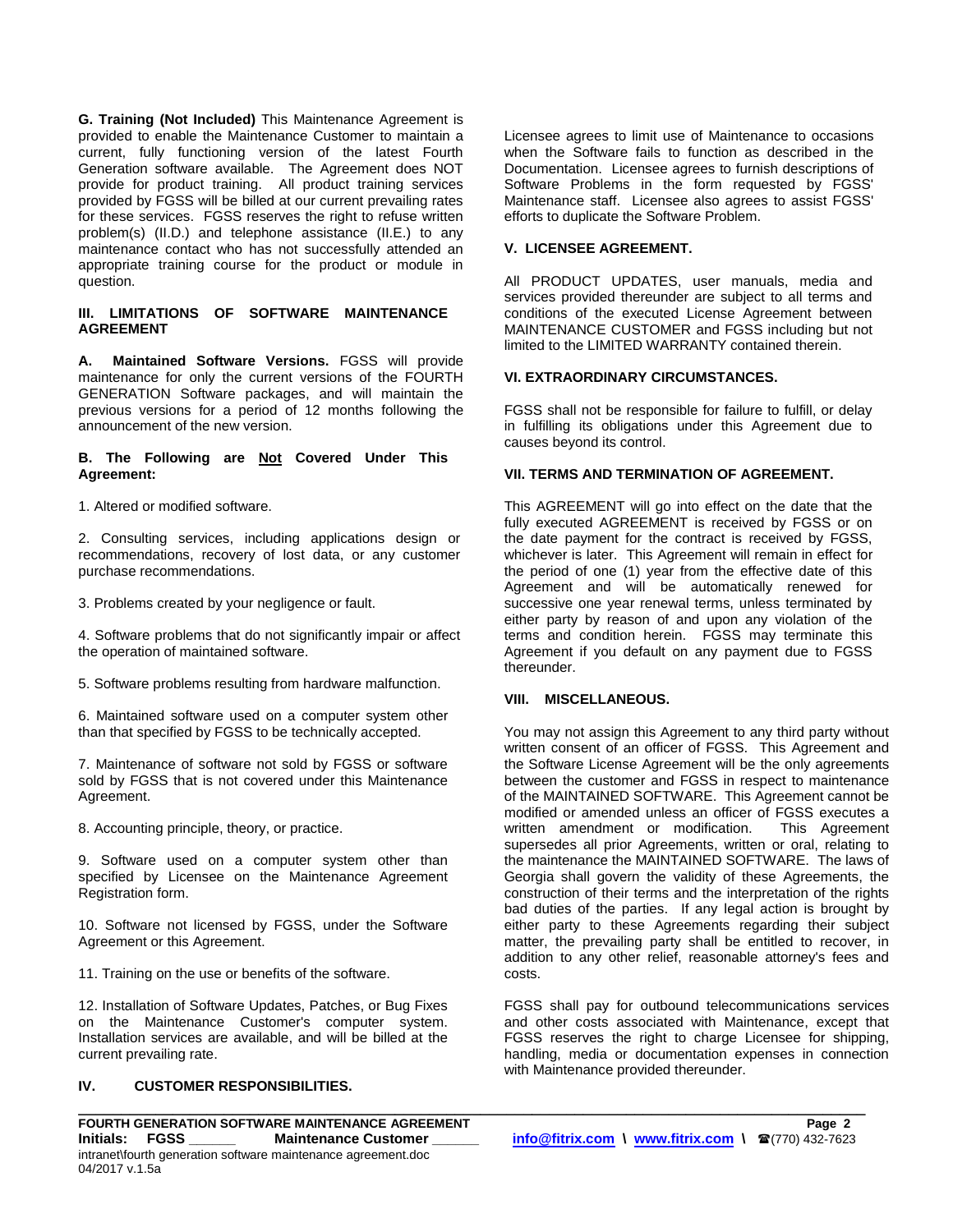**G. Training (Not Included)** This Maintenance Agreement is provided to enable the Maintenance Customer to maintain a current, fully functioning version of the latest Fourth Generation software available. The Agreement does NOT provide for product training. All product training services provided by FGSS will be billed at our current prevailing rates for these services. FGSS reserves the right to refuse written problem(s) (II.D.) and telephone assistance (II.E.) to any maintenance contact who has not successfully attended an appropriate training course for the product or module in question.

## III. LIMITATIONS OF SOFTWARE MAINTENANCE AGREEMENT

**A. Maintained Software Versions.** FGSS will provide maintenance for only the current versions of the FOURTH GENERATION Software packages, and will maintain the previous versions for a period of 12 months following the announcement of the new version.

**B. The Following are Not Covered Under This Agreement:**

1. Altered or modified software.

2. Consulting services, including applications design or recommendations, recovery of lost data, or any customer purchase recommendations.

3. Problems created by your negligence or fault.

4. Software problems that do not significantly impair or affect the operation of maintained software.

5. Software problems resulting from hardware malfunction.

6. Maintained software used on a computer system other than that specified by FGSS to be technically accepted.

7. Maintenance of software not sold by FGSS or software sold by FGSS that is not covered under this Maintenance Agreement.

8. Accounting principle, theory, or practice.

9. Software used on a computer system other than specified by Licensee on the Maintenance Agreement Registration form.

10. Software not licensed by FGSS, under the Software Agreement or this Agreement.

11. Training on the use or benefits of the software.

12. Installation of Software Updates, Patches, or Bug Fixes on the Maintenance Customer's computer system. Installation services are available, and will be billed at the current prevailing rate.

## IV. CUSTOMER RESPONSIBILITIES.

Licensee agrees to limit use of Maintenance to occasions when the Software fails to function as described in the Documentation. Licensee agrees to furnish descriptions of Software Problems in the form requested by FGSS' Maintenance staff. Licensee also agrees to assist FGSS' efforts to duplicate the Software Problem.

## V. LICENSEE AGREEMENT.

All PRODUCT UPDATES, user manuals, media and services provided thereunder are subject to all terms and conditions of the executed License Agreement between MAINTENANCE CUSTOMER and FGSS including but not limited to the LIMITED WARRANTY contained therein.

## VI. EXTRAORDINARY CIRCUMSTANCES.

FGSS shall not be responsible for failure to fulfill, or delay in fulfilling its obligations under this Agreement due to causes beyond its control.

## VII. TERMS AND TERMINATION OF AGREEMENT.

This AGREEMENT will go into effect on the date that the fully executed AGREEMENT is received by FGSS or on the date payment for the contract is received by FGSS, whichever is later. This Agreement will remain in effect for the period of one (1) year from the effective date of this Agreement and will be automatically renewed for successive one year renewal terms, unless terminated by either party by reason of and upon any violation of the terms and condition herein. FGSS may terminate this Agreement if you default on any payment due to FGSS thereunder.

## VIII. MISCELLANEOUS.

You may not assign this Agreement to any third party without written consent of an officer of FGSS. This Agreement and the Software License Agreement will be the only agreements between the customer and FGSS in respect to maintenance of the MAINTAINED SOFTWARE. This Agreement cannot be modified or amended unless an officer of FGSS executes a written amendment or modification. This Agreement supersedes all prior Agreements, written or oral, relating to the maintenance the MAINTAINED SOFTWARE. The laws of Georgia shall govern the validity of these Agreements, the construction of their terms and the interpretation of the rights bad duties of the parties. If any legal action is brought by either party to these Agreements regarding their subject matter, the prevailing party shall be entitled to recover, in addition to any other relief, reasonable attorney's fees and costs.

FGSS shall pay for outbound telecommunications services and other costs associated with Maintenance, except that FGSS reserves the right to charge Licensee for shipping, handling, media or documentation expenses in connection with Maintenance provided thereunder.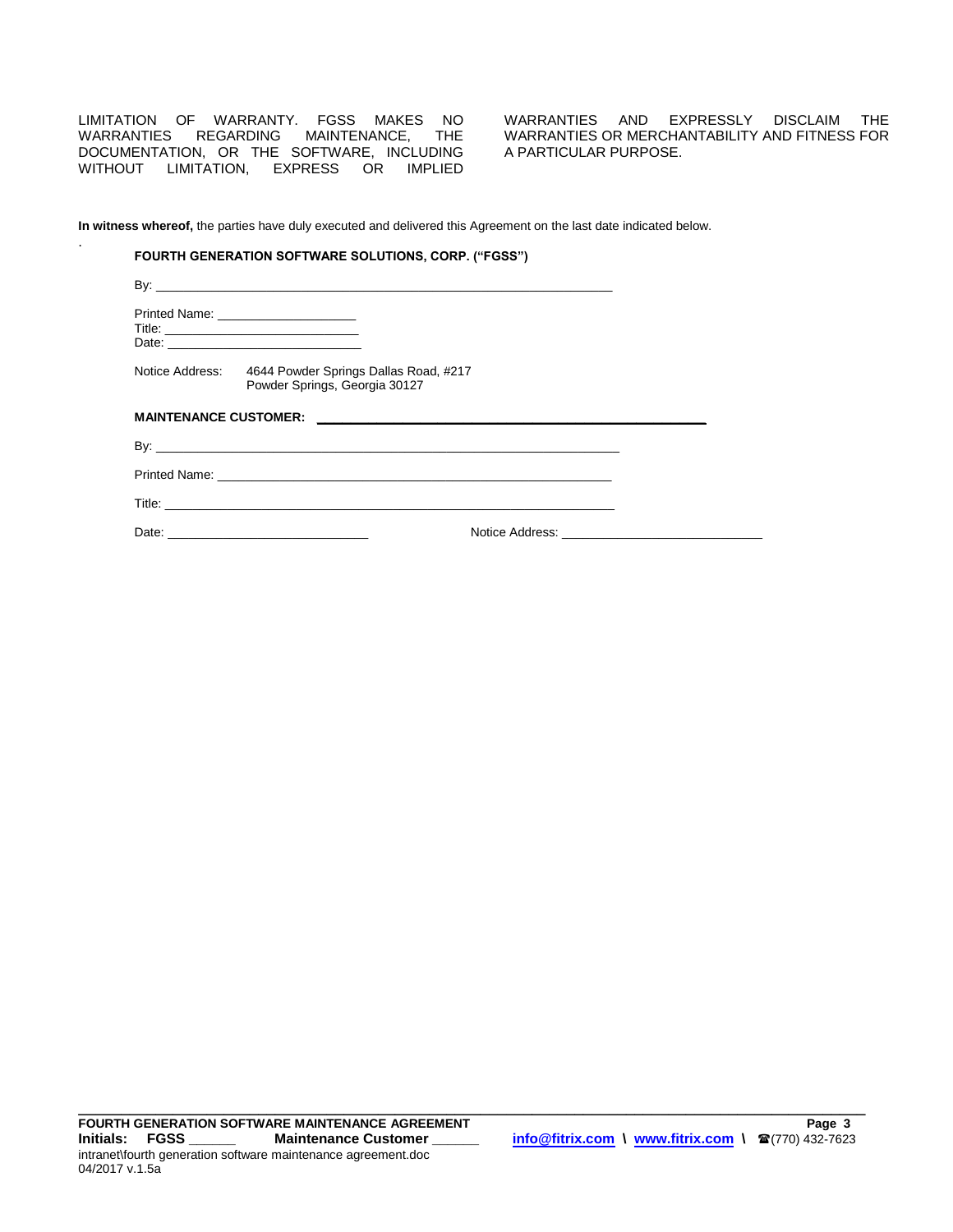LIMITATION OF WARRANTY. FGSS MAKES NO WARRANTIES REGARDING MAINTENANCE, THE DOCUMENTATION, OR THE SOFTWARE, INCLUDING WITHOUT LIMITATION, EXPRESS OR IMPLIED WARRANTIES AND EXPRESSLY DISCLAIM THE WARRANTIES OR MERCHANTABILITY AND FITNESS FOR A PARTICULAR PURPOSE.

**In witness whereof,** the parties have duly executed and delivered this Agreement on the last date indicated below.

.

**FOURTH GENERATION SOFTWARE SOLUTIONS, CORP. ("FGSS")**

By: ____________________________________________

Printed Name: ____________________

Title: ____________________________

Date: ____________________________

Notice Address: 4644 Powder Springs Dallas Road, #217
Powder Springs, Georgia 30127

**MAINTENANCE CUSTOMER:** ____________________________________________

By: ____________________________________________

Printed Name: ____________________________________________

Title: ____________________________________________

Date: ____________________________ Notice Address: ____________________________

**FOURTH GENERATION SOFTWARE MAINTENANCE AGREEMENT**
**Initials: FGSS ______ Maintenance Customer ______** info@fitrix.com \ www.fitrix.com \ ☎(770) 432-7623
intranet\fourth generation software maintenance agreement.doc
04/2017 v.1.5a